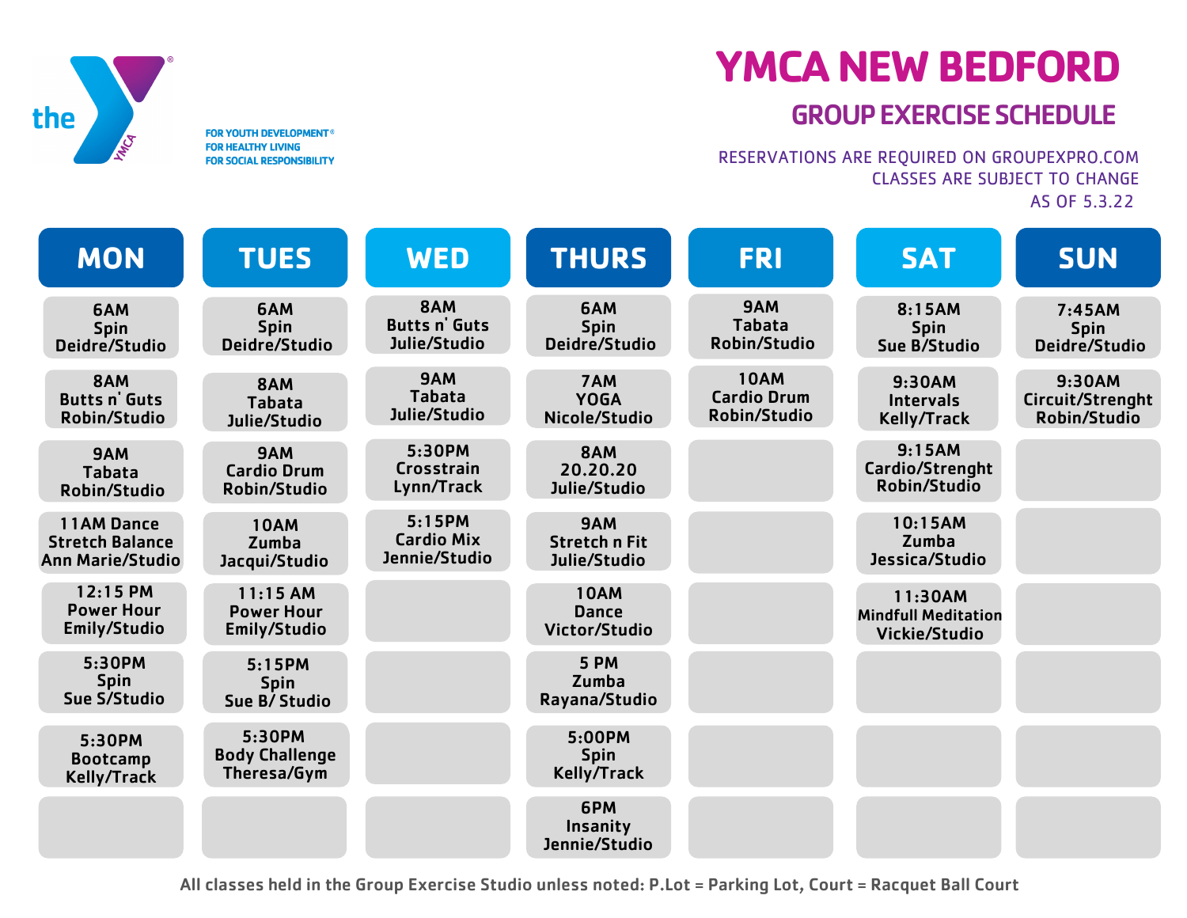the YMCA

FOR YOUTH DEVELOPMENT®
FOR HEALTHY LIVING
FOR SOCIAL RESPONSIBILITY

# YMCA NEW BEDFORD

## GROUP EXERCISE SCHEDULE

RESERVATIONS ARE REQUIRED ON GROUPEXPRO.COM
CLASSES ARE SUBJECT TO CHANGE
AS OF 5.3.22

| MON | TUES | WED | THURS | FRI | SAT | SUN |
|---|---|---|---|---|---|---|
| 6AM Spin Deidre/Studio | 6AM Spin Deidre/Studio | 8AM Butts n' Guts Julie/Studio | 6AM Spin Deidre/Studio | 9AM Tabata Robin/Studio | 8:15AM Spin Sue B/Studio | 7:45AM Spin Deidre/Studio |
| 8AM Butts n' Guts Robin/Studio | 8AM Tabata Julie/Studio | 9AM Tabata Julie/Studio | 7AM YOGA Nicole/Studio | 10AM Cardio Drum Robin/Studio | 9:30AM Intervals Kelly/Track | 9:30AM Circuit/Strenght Robin/Studio |
| 9AM Tabata Robin/Studio | 9AM Cardio Drum Robin/Studio | 5:30PM Crosstrain Lynn/Track | 8AM 20.20.20 Julie/Studio | | 9:15AM Cardio/Strenght Robin/Studio | |
| 11AM Dance Stretch Balance Ann Marie/Studio | 10AM Zumba Jacqui/Studio | 5:15PM Cardio Mix Jennie/Studio | 9AM Stretch n Fit Julie/Studio | | 10:15AM Zumba Jessica/Studio | |
| 12:15 PM Power Hour Emily/Studio | 11:15 AM Power Hour Emily/Studio | | 10AM Dance Victor/Studio | | 11:30AM Mindfull Meditation Vickie/Studio | |
| 5:30PM Spin Sue S/Studio | 5:15PM Spin Sue B/ Studio | | 5 PM Zumba Rayana/Studio | | | |
| 5:30PM Bootcamp Kelly/Track | 5:30PM Body Challenge Theresa/Gym | | 5:00PM Spin Kelly/Track | | | |
| | | | 6PM Insanity Jennie/Studio | | | |

All classes held in the Group Exercise Studio unless noted: P.Lot = Parking Lot, Court = Racquet Ball Court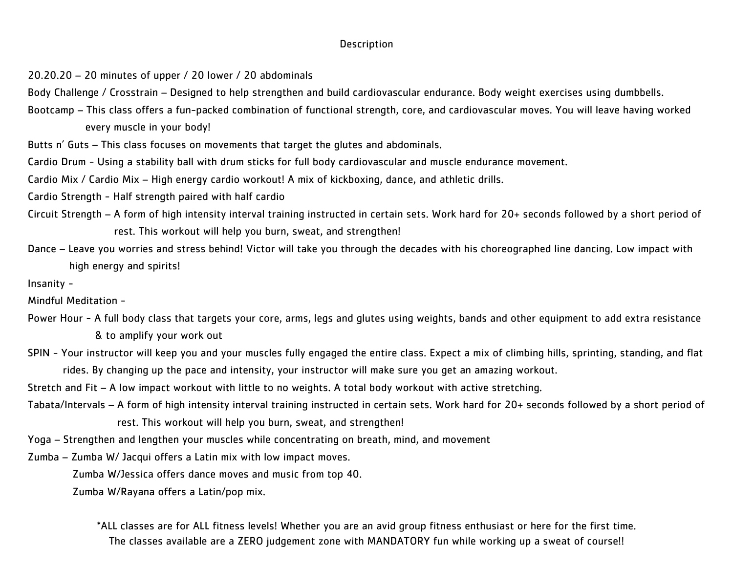## Description

20.20.20 – 20 minutes of upper / 20 lower / 20 abdominals

Body Challenge / Crosstrain – Designed to help strengthen and build cardiovascular endurance. Body weight exercises using dumbbells.

Bootcamp – This class offers a fun-packed combination of functional strength, core, and cardiovascular moves. You will leave having worked every muscle in your body!

Butts n' Guts – This class focuses on movements that target the glutes and abdominals.

Cardio Drum - Using a stability ball with drum sticks for full body cardiovascular and muscle endurance movement.

Cardio Mix / Cardio Mix – High energy cardio workout! A mix of kickboxing, dance, and athletic drills.

Cardio Strength - Half strength paired with half cardio

Circuit Strength – A form of high intensity interval training instructed in certain sets. Work hard for 20+ seconds followed by a short period of rest. This workout will help you burn, sweat, and strengthen!

Dance – Leave you worries and stress behind! Victor will take you through the decades with his choreographed line dancing. Low impact with high energy and spirits!

Insanity -

Mindful Meditation -

Power Hour - A full body class that targets your core, arms, legs and glutes using weights, bands and other equipment to add extra resistance & to amplify your work out

SPIN - Your instructor will keep you and your muscles fully engaged the entire class. Expect a mix of climbing hills, sprinting, standing, and flat rides. By changing up the pace and intensity, your instructor will make sure you get an amazing workout.

Stretch and Fit – A low impact workout with little to no weights. A total body workout with active stretching.

Tabata/Intervals – A form of high intensity interval training instructed in certain sets. Work hard for 20+ seconds followed by a short period of rest. This workout will help you burn, sweat, and strengthen!

Yoga – Strengthen and lengthen your muscles while concentrating on breath, mind, and movement

Zumba – Zumba W/ Jacqui offers a Latin mix with low impact moves.
Zumba W/Jessica offers dance moves and music from top 40.
Zumba W/Rayana offers a Latin/pop mix.

*ALL classes are for ALL fitness levels! Whether you are an avid group fitness enthusiast or here for the first time. The classes available are a ZERO judgement zone with MANDATORY fun while working up a sweat of course!!